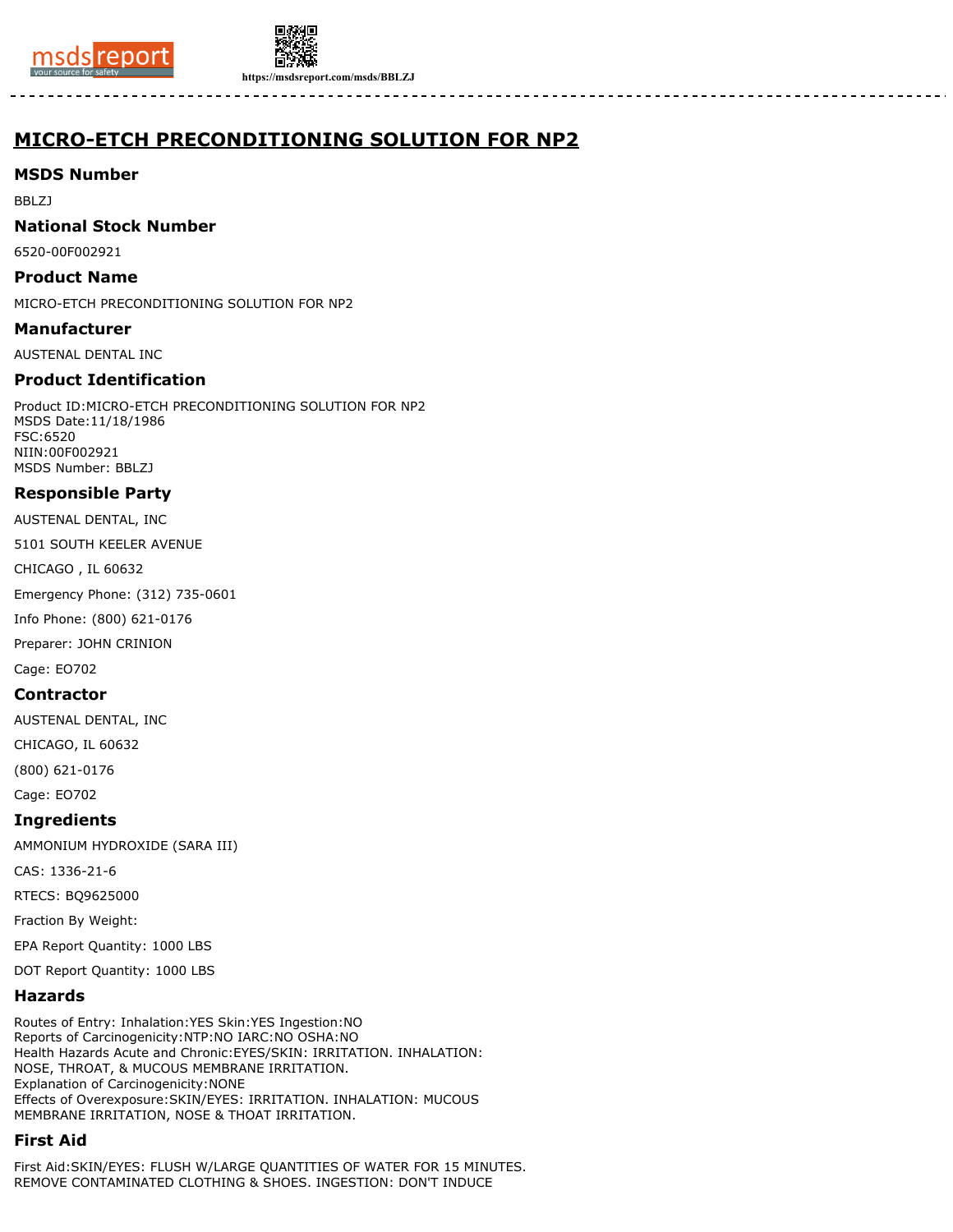# MICRO-ETCH PRECONDITIONING SOLUTION FOR NP2

## MSDS Number

BBLZJ

## National Stock Number

6520-00F002921

## Product Name

MICRO-ETCH PRECONDITIONING SOLUTION FOR NP2

## Manufacturer

AUSTENAL DENTAL INC

## Product Identification

Product ID:MICRO-ETCH PRECONDITIONING SOLUTION FOR NP2
MSDS Date:11/18/1986
FSC:6520
NIIN:00F002921
MSDS Number: BBLZJ

## Responsible Party

AUSTENAL DENTAL, INC

5101 SOUTH KEELER AVENUE

CHICAGO , IL 60632

Emergency Phone: (312) 735-0601

Info Phone: (800) 621-0176

Preparer: JOHN CRINION

Cage: EO702

## Contractor

AUSTENAL DENTAL, INC

CHICAGO, IL 60632

(800) 621-0176

Cage: EO702

## Ingredients

AMMONIUM HYDROXIDE (SARA III)

CAS: 1336-21-6

RTECS: BQ9625000

Fraction By Weight:

EPA Report Quantity: 1000 LBS

DOT Report Quantity: 1000 LBS

## Hazards

Routes of Entry: Inhalation:YES Skin:YES Ingestion:NO
Reports of Carcinogenicity:NTP:NO IARC:NO OSHA:NO
Health Hazards Acute and Chronic:EYES/SKIN: IRRITATION. INHALATION: NOSE, THROAT, & MUCOUS MEMBRANE IRRITATION.
Explanation of Carcinogenicity:NONE
Effects of Overexposure:SKIN/EYES: IRRITATION. INHALATION: MUCOUS MEMBRANE IRRITATION, NOSE & THOAT IRRITATION.

## First Aid

First Aid:SKIN/EYES: FLUSH W/LARGE QUANTITIES OF WATER FOR 15 MINUTES. REMOVE CONTAMINATED CLOTHING & SHOES. INGESTION: DON'T INDUCE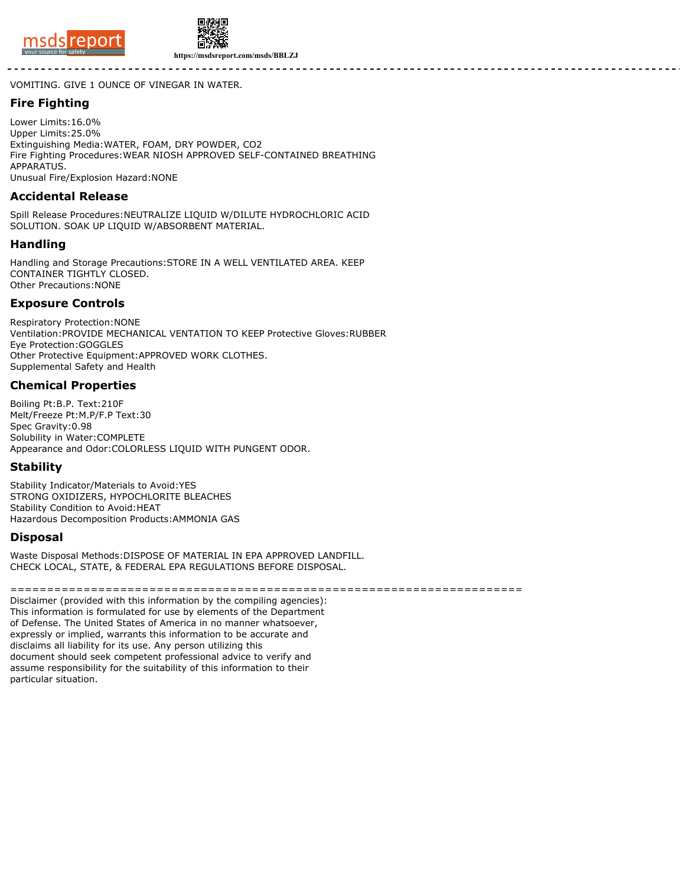VOMITING. GIVE 1 OUNCE OF VINEGAR IN WATER.

## Fire Fighting

Lower Limits:16.0%
Upper Limits:25.0%
Extinguishing Media:WATER, FOAM, DRY POWDER, CO2
Fire Fighting Procedures:WEAR NIOSH APPROVED SELF-CONTAINED BREATHING APPARATUS.
Unusual Fire/Explosion Hazard:NONE

## Accidental Release

Spill Release Procedures:NEUTRALIZE LIQUID W/DILUTE HYDROCHLORIC ACID SOLUTION. SOAK UP LIQUID W/ABSORBENT MATERIAL.

## Handling

Handling and Storage Precautions:STORE IN A WELL VENTILATED AREA. KEEP CONTAINER TIGHTLY CLOSED.
Other Precautions:NONE

## Exposure Controls

Respiratory Protection:NONE
Ventilation:PROVIDE MECHANICAL VENTATION TO KEEP Protective Gloves:RUBBER
Eye Protection:GOGGLES
Other Protective Equipment:APPROVED WORK CLOTHES.
Supplemental Safety and Health

## Chemical Properties

Boiling Pt:B.P. Text:210F
Melt/Freeze Pt:M.P/F.P Text:30
Spec Gravity:0.98
Solubility in Water:COMPLETE
Appearance and Odor:COLORLESS LIQUID WITH PUNGENT ODOR.

## Stability

Stability Indicator/Materials to Avoid:YES
STRONG OXIDIZERS, HYPOCHLORITE BLEACHES
Stability Condition to Avoid:HEAT
Hazardous Decomposition Products:AMMONIA GAS

## Disposal

Waste Disposal Methods:DISPOSE OF MATERIAL IN EPA APPROVED LANDFILL.
CHECK LOCAL, STATE, & FEDERAL EPA REGULATIONS BEFORE DISPOSAL.

---

Disclaimer (provided with this information by the compiling agencies):
This information is formulated for use by elements of the Department of Defense. The United States of America in no manner whatsoever, expressly or implied, warrants this information to be accurate and disclaims all liability for its use. Any person utilizing this document should seek competent professional advice to verify and assume responsibility for the suitability of this information to their particular situation.